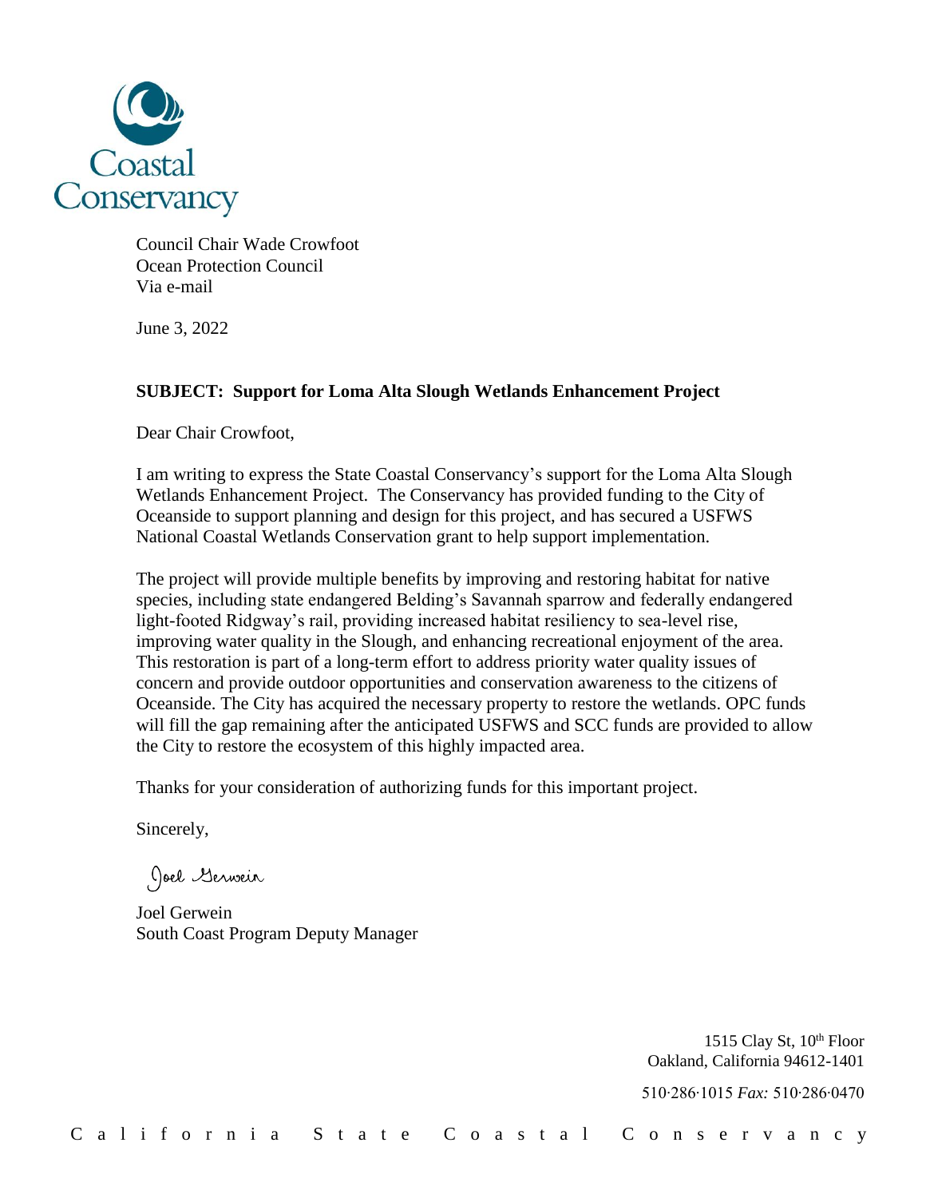Coastal Conservancy

Council Chair Wade Crowfoot
Ocean Protection Council
Via e-mail

June 3, 2022

**SUBJECT: Support for Loma Alta Slough Wetlands Enhancement Project**

Dear Chair Crowfoot,

I am writing to express the State Coastal Conservancy's support for the Loma Alta Slough Wetlands Enhancement Project. The Conservancy has provided funding to the City of Oceanside to support planning and design for this project, and has secured a USFWS National Coastal Wetlands Conservation grant to help support implementation.

The project will provide multiple benefits by improving and restoring habitat for native species, including state endangered Belding's Savannah sparrow and federally endangered light-footed Ridgway's rail, providing increased habitat resiliency to sea-level rise, improving water quality in the Slough, and enhancing recreational enjoyment of the area. This restoration is part of a long-term effort to address priority water quality issues of concern and provide outdoor opportunities and conservation awareness to the citizens of Oceanside. The City has acquired the necessary property to restore the wetlands. OPC funds will fill the gap remaining after the anticipated USFWS and SCC funds are provided to allow the City to restore the ecosystem of this highly impacted area.

Thanks for your consideration of authorizing funds for this important project.

Sincerely,

Joel Gerwein

Joel Gerwein
South Coast Program Deputy Manager

1515 Clay St, 10th Floor
Oakland, California 94612-1401

510·286·1015 *Fax:* 510·286·0470

California State Coastal Conservancy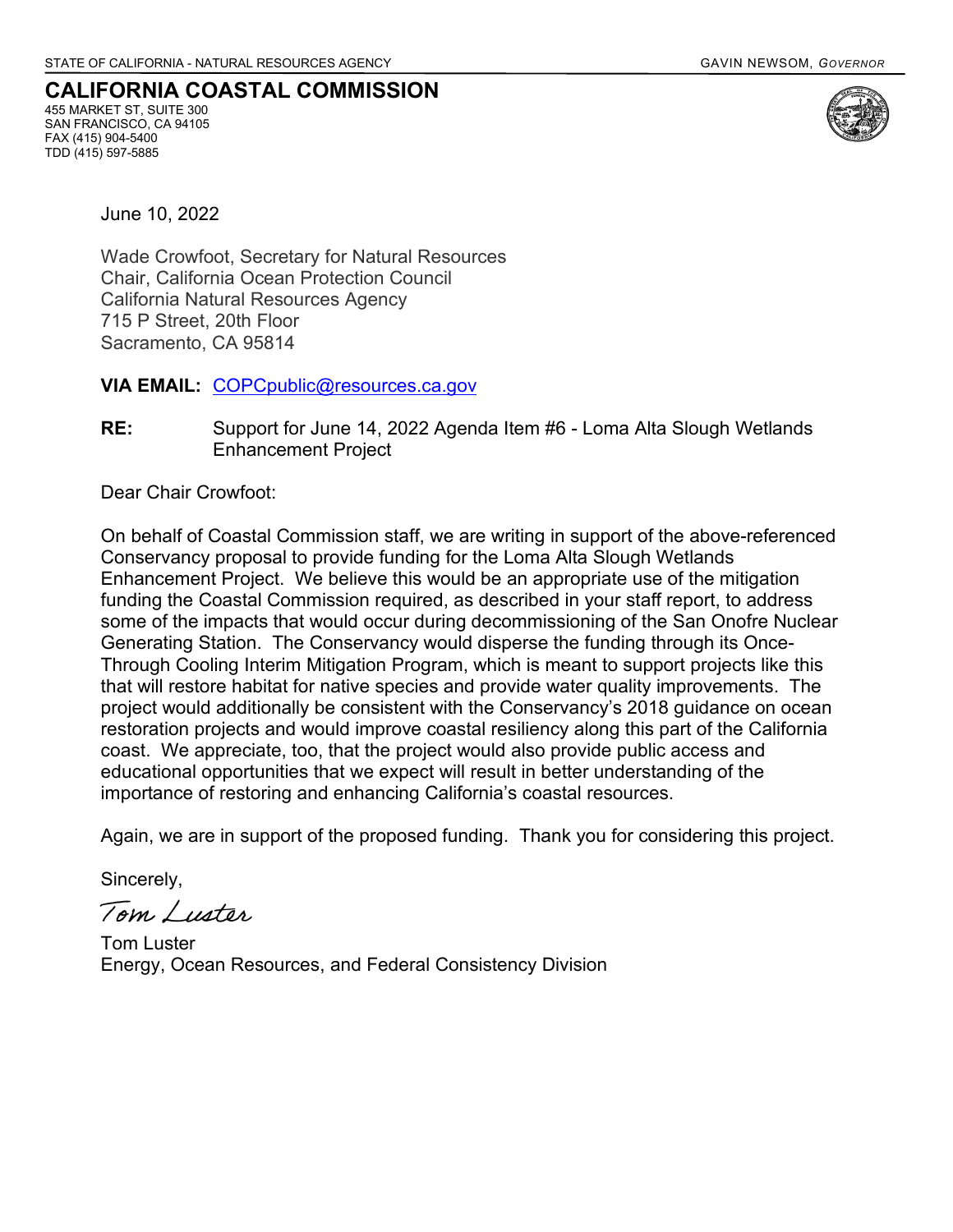STATE OF CALIFORNIA - NATURAL RESOURCES AGENCY GAVIN NEWSOM, *GOVERNOR*

**CALIFORNIA COASTAL COMMISSION**
455 MARKET ST, SUITE 300
SAN FRANCISCO, CA 94105
FAX (415) 904-5400
TDD (415) 597-5885

June 10, 2022

Wade Crowfoot, Secretary for Natural Resources
Chair, California Ocean Protection Council
California Natural Resources Agency
715 P Street, 20th Floor
Sacramento, CA 95814

**VIA EMAIL:** COPCpublic@resources.ca.gov

**RE:** Support for June 14, 2022 Agenda Item #6 - Loma Alta Slough Wetlands Enhancement Project

Dear Chair Crowfoot:

On behalf of Coastal Commission staff, we are writing in support of the above-referenced Conservancy proposal to provide funding for the Loma Alta Slough Wetlands Enhancement Project. We believe this would be an appropriate use of the mitigation funding the Coastal Commission required, as described in your staff report, to address some of the impacts that would occur during decommissioning of the San Onofre Nuclear Generating Station. The Conservancy would disperse the funding through its Once-Through Cooling Interim Mitigation Program, which is meant to support projects like this that will restore habitat for native species and provide water quality improvements. The project would additionally be consistent with the Conservancy's 2018 guidance on ocean restoration projects and would improve coastal resiliency along this part of the California coast. We appreciate, too, that the project would also provide public access and educational opportunities that we expect will result in better understanding of the importance of restoring and enhancing California's coastal resources.

Again, we are in support of the proposed funding. Thank you for considering this project.

Sincerely,

*Tom Luster*

Tom Luster
Energy, Ocean Resources, and Federal Consistency Division